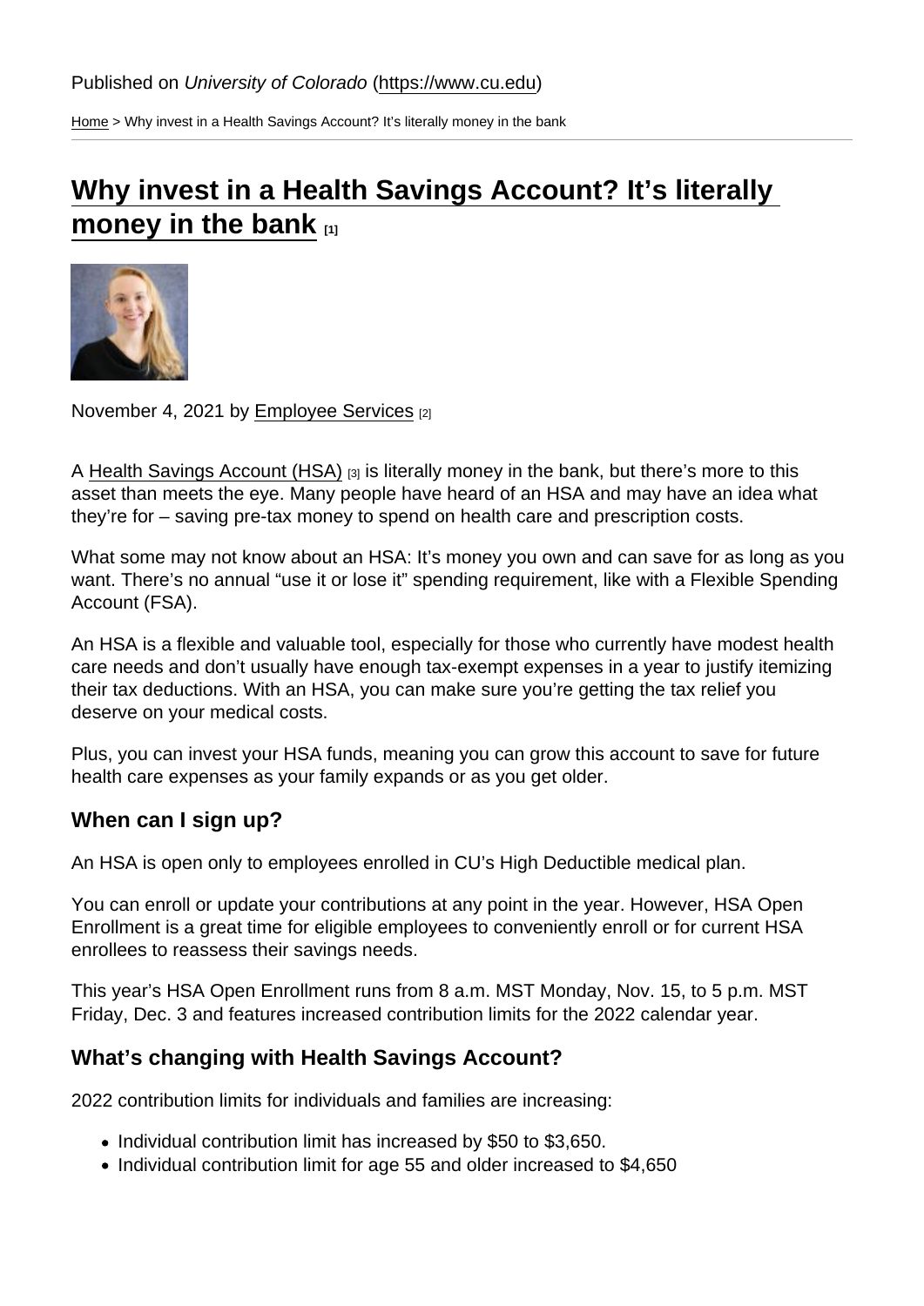Published on *University of Colorado* (https://www.cu.edu)

Home > Why invest in a Health Savings Account? It's literally money in the bank

# Why invest in a Health Savings Account? It's literally money in the bank [1]

November 4, 2021 by Employee Services [2]

A Health Savings Account (HSA) [3] is literally money in the bank, but there's more to this asset than meets the eye. Many people have heard of an HSA and may have an idea what they're for – saving pre-tax money to spend on health care and prescription costs.

What some may not know about an HSA: It's money you own and can save for as long as you want. There's no annual "use it or lose it" spending requirement, like with a Flexible Spending Account (FSA).

An HSA is a flexible and valuable tool, especially for those who currently have modest health care needs and don't usually have enough tax-exempt expenses in a year to justify itemizing their tax deductions. With an HSA, you can make sure you're getting the tax relief you deserve on your medical costs.

Plus, you can invest your HSA funds, meaning you can grow this account to save for future health care expenses as your family expands or as you get older.

## When can I sign up?

An HSA is open only to employees enrolled in CU's High Deductible medical plan.

You can enroll or update your contributions at any point in the year. However, HSA Open Enrollment is a great time for eligible employees to conveniently enroll or for current HSA enrollees to reassess their savings needs.

This year's HSA Open Enrollment runs from 8 a.m. MST Monday, Nov. 15, to 5 p.m. MST Friday, Dec. 3 and features increased contribution limits for the 2022 calendar year.

## What's changing with Health Savings Account?

2022 contribution limits for individuals and families are increasing:

- Individual contribution limit has increased by $50 to $3,650.
- Individual contribution limit for age 55 and older increased to $4,650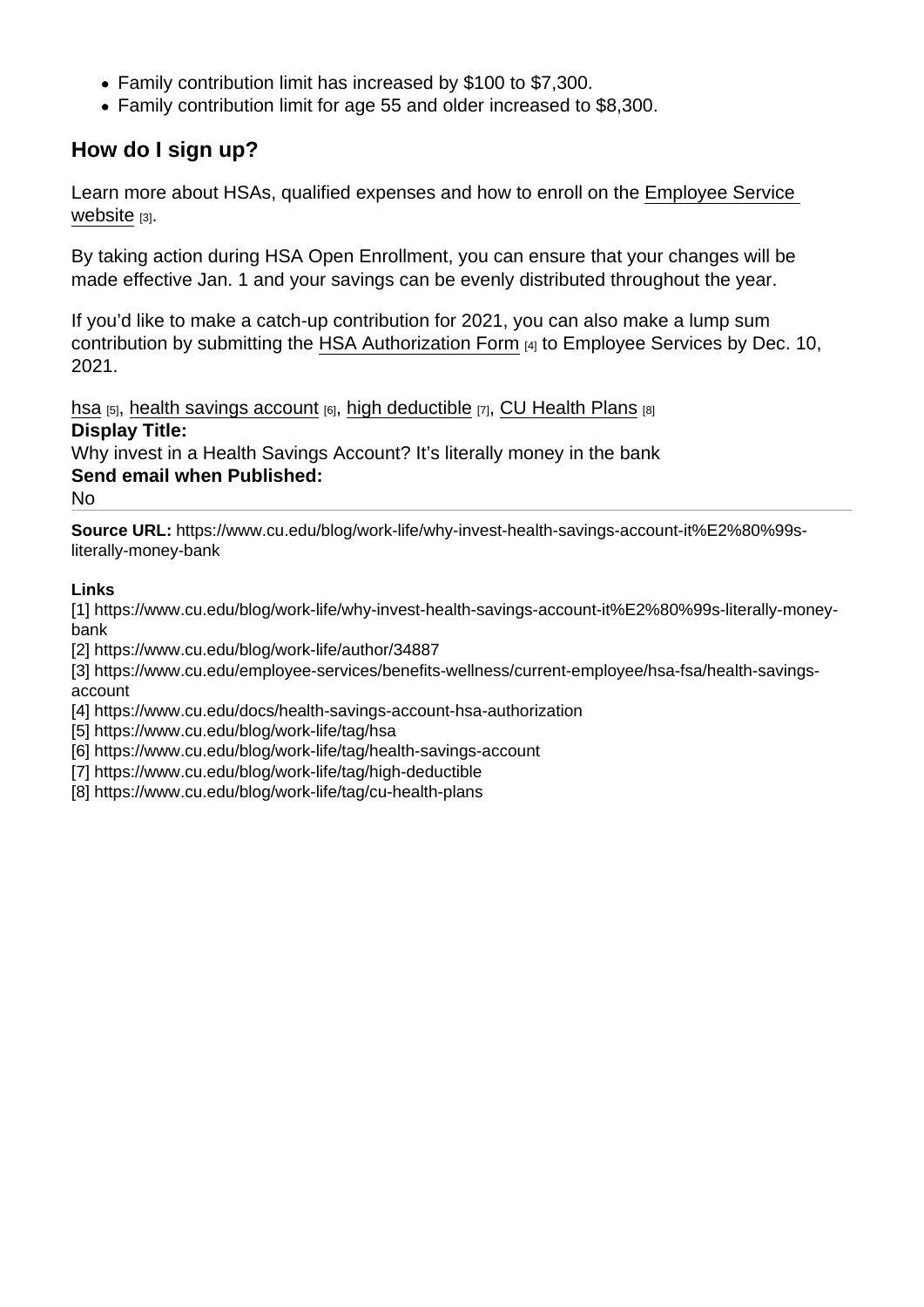- Family contribution limit has increased by $100 to $7,300.
- Family contribution limit for age 55 and older increased to $8,300.

## How do I sign up?

Learn more about HSAs, qualified expenses and how to enroll on the Employee Service website [3].

By taking action during HSA Open Enrollment, you can ensure that your changes will be made effective Jan. 1 and your savings can be evenly distributed throughout the year.

If you'd like to make a catch-up contribution for 2021, you can also make a lump sum contribution by submitting the HSA Authorization Form [4] to Employee Services by Dec. 10, 2021.

hsa [5], health savings account [6], high deductible [7], CU Health Plans [8]

**Display Title:**

Why invest in a Health Savings Account? It's literally money in the bank

**Send email when Published:**

No

**Source URL:** https://www.cu.edu/blog/work-life/why-invest-health-savings-account-it%E2%80%99s-literally-money-bank

**Links**

[1] https://www.cu.edu/blog/work-life/why-invest-health-savings-account-it%E2%80%99s-literally-money-bank
[2] https://www.cu.edu/blog/work-life/author/34887
[3] https://www.cu.edu/employee-services/benefits-wellness/current-employee/hsa-fsa/health-savings-account
[4] https://www.cu.edu/docs/health-savings-account-hsa-authorization
[5] https://www.cu.edu/blog/work-life/tag/hsa
[6] https://www.cu.edu/blog/work-life/tag/health-savings-account
[7] https://www.cu.edu/blog/work-life/tag/high-deductible
[8] https://www.cu.edu/blog/work-life/tag/cu-health-plans